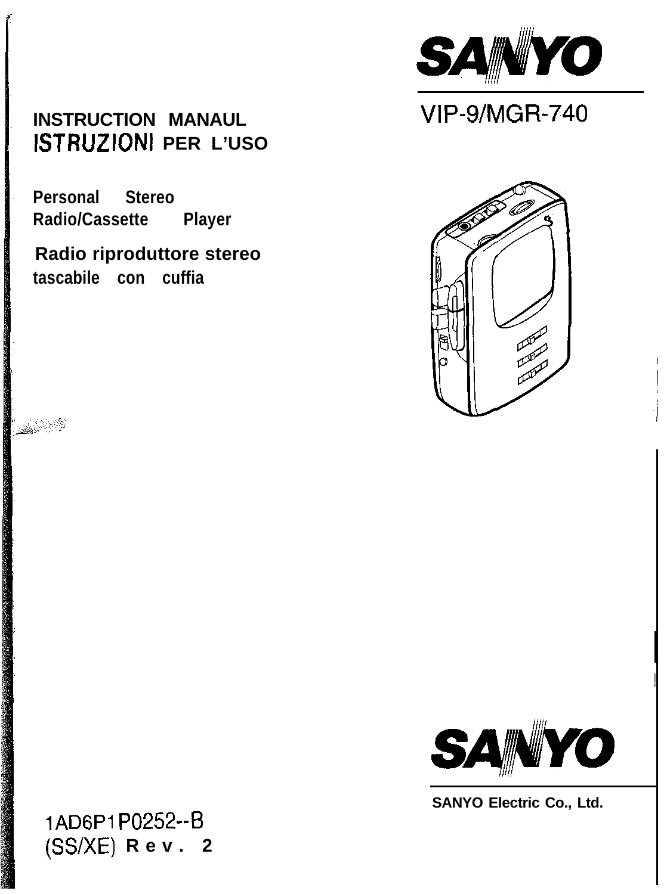SANYO

VIP-9/MGR-740

# INSTRUCTION MANAUL
# ISTRUZIONI PER L'USO

**Personal Stereo Radio/Cassette Player**

**Radio riproduttore stereo tascabile con cuffia**

SANYO

**SANYO Electric Co., Ltd.**

1AD6P1P0252--B
(SS/XE) **Rev. 2**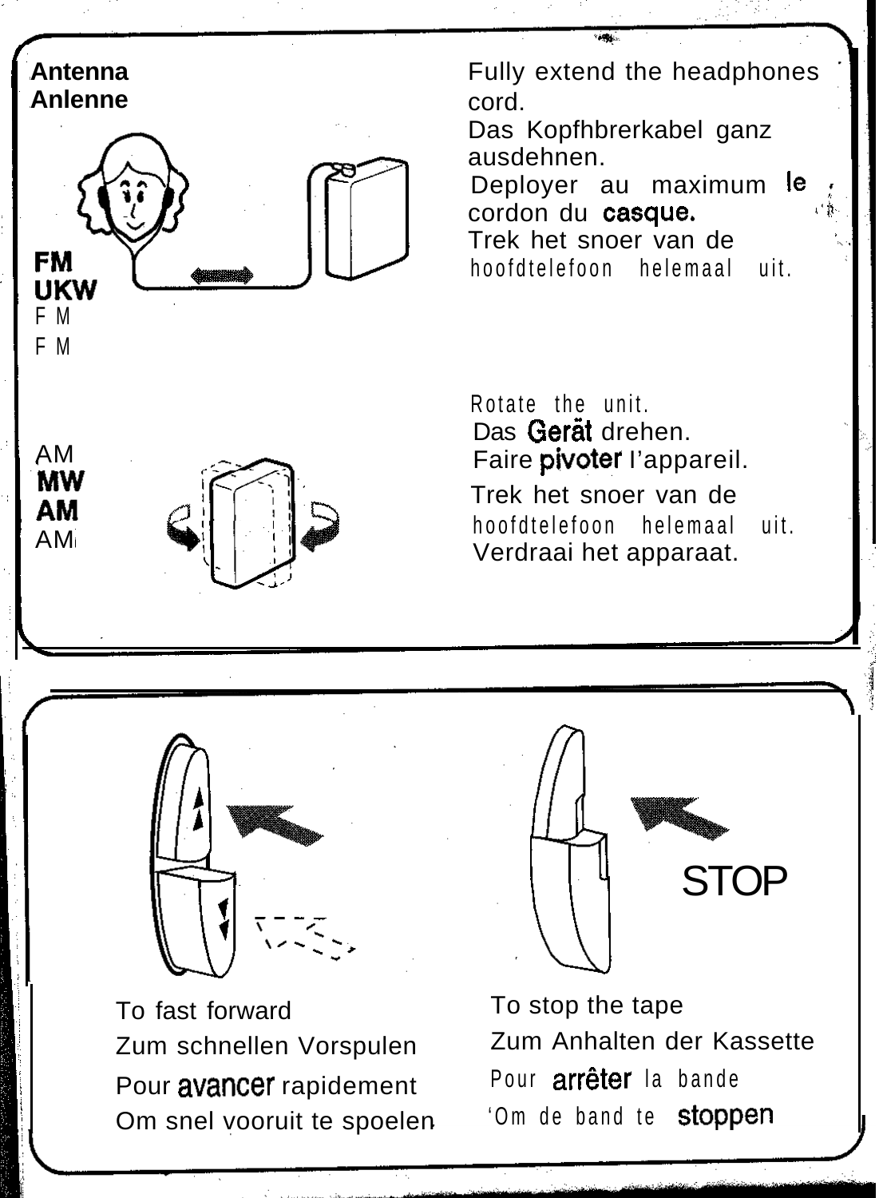**Antenna**
**Anlenne**

**FM**
**UKW**
F M
F M

Fully extend the headphones cord.
Das Kopfhbrerkabel ganz ausdehnen.
Deployer au maximum le cordon du casque.
Trek het snoer van de hoofdtelefoon helemaal uit.

AM
**MW**
**AM**
AM

Rotate the unit.
Das Gerät drehen.
Faire pivoter l'appareil.
Trek het snoer van de hoofdtelefoon helemaal uit.
Verdraai het apparaat.

STOP

To fast forward
Zum schnellen Vorspulen
Pour avancer rapidement
Om snel vooruit te spoelen

To stop the tape
Zum Anhalten der Kassette
Pour arrêter la bande
'Om de band te stoppen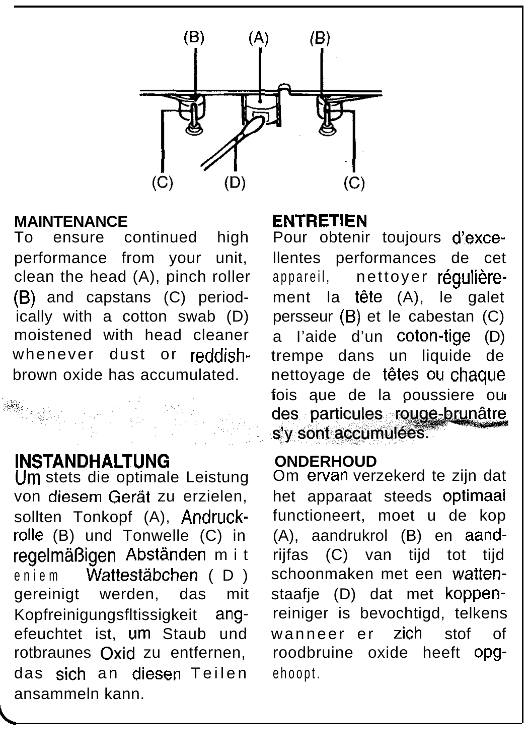## MAINTENANCE

To ensure continued high performance from your unit, clean the head (A), pinch roller (B) and capstans (C) periodically with a cotton swab (D) moistened with head cleaner whenever dust or reddish-brown oxide has accumulated.

## ENTRETIEN

Pour obtenir toujours d'excellentes performances de cet appareil, nettoyer régulièrement la tête (A), le galet persseur (B) et le cabestan (C) a l'aide d'un coton-tige (D) trempe dans un liquide de nettoyage de têtes ou chaque fois que de la poussiere ou des particules rouge-brunâtre s'y sont accumulées.

## INSTANDHALTUNG

Um stets die optimale Leistung von diesem Gerät zu erzielen, sollten Tonkopf (A), Andruckrolle (B) und Tonwelle (C) in regelmäßigen Abständen mit eniem Wattestäbchen (D) gereinigt werden, das mit Kopfreinigungsfltissigkeit angefeuchtet ist, um Staub und rotbraunes Oxid zu entfernen, das sich an diesen Teilen ansammeln kann.

## ONDERHOUD

Om ervan verzekerd te zijn dat het apparaat steeds optimaal functioneert, moet u de kop (A), aandrukrol (B) en aandrijfas (C) van tijd tot tijd schoonmaken met een wattenstaafje (D) dat met koppenreiniger is bevochtigd, telkens wanneer er zich stof of roodbruine oxide heeft opgehoopt.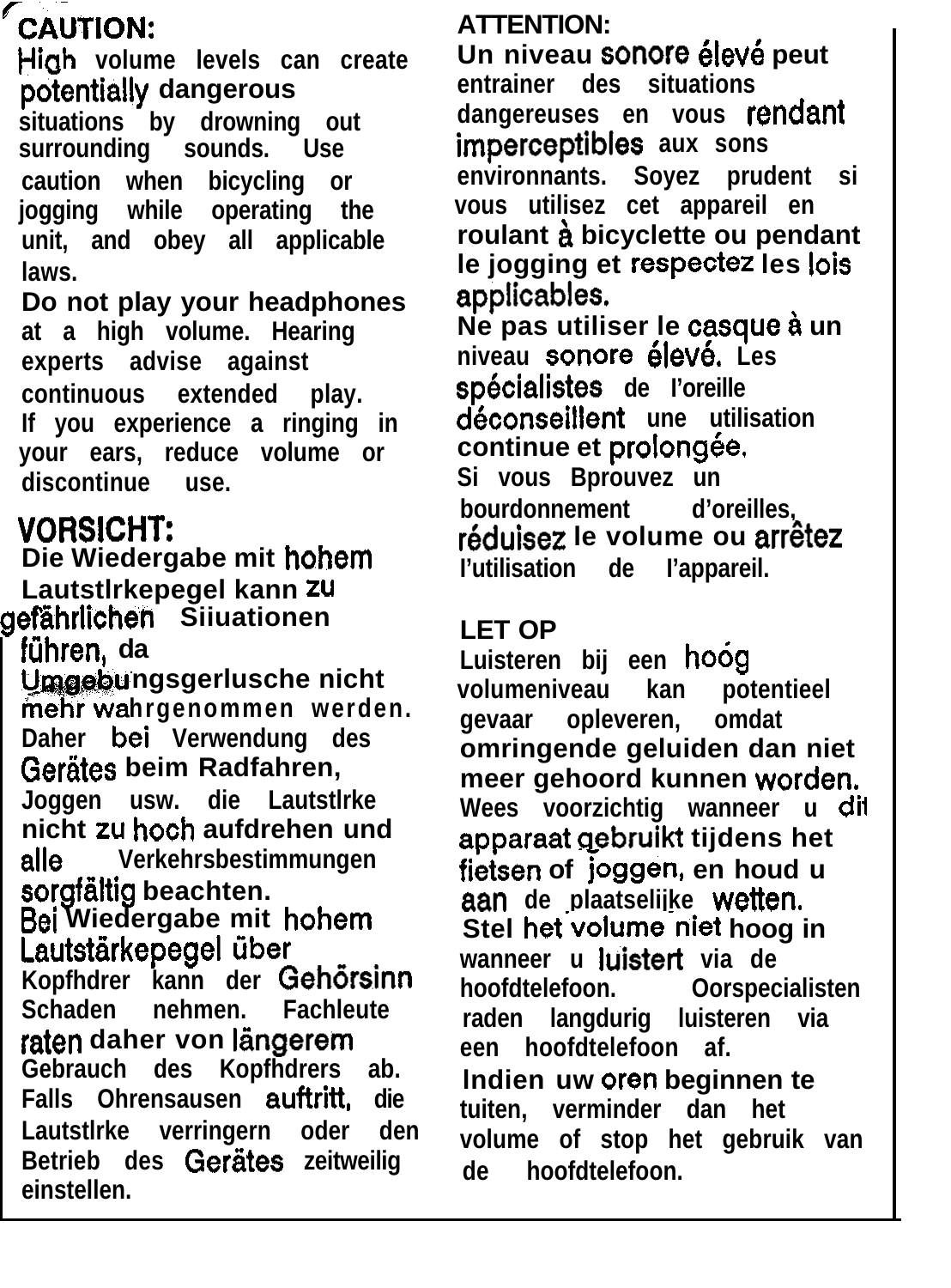**CAUTION:**

High volume levels can create potentially dangerous situations by drowning out surrounding sounds. Use caution when bicycling or jogging while operating the unit, and obey all applicable laws.

Do not play your headphones at a high volume. Hearing experts advise against continuous extended play. If you experience a ringing in your ears, reduce volume or discontinue use.

**VORSICHT:**

Die Wiedergabe mit hohem Lautstlrkepegel kann zu gefährlichen Siiuationen führen, da Umgebungsgerlusche nicht mehr wahrgenommen werden. Daher bei Verwendung des Gerätes beim Radfahren, Joggen usw. die Lautstlrke nicht zu hoch aufdrehen und alle Verkehrsbestimmungen sorgfältig beachten.

Bei Wiedergabe mit hohem Lautstärkepegel über Kopfhdrer kann der Gehörsinn Schaden nehmen. Fachleute raten daher von längerem Gebrauch des Kopfhdrers ab. Falls Ohrensausen auftritt, die Lautstlrke verringern oder den Betrieb des Gerätes zeitweilig einstellen.

**ATTENTION:**

Un niveau sonore élevé peut entrainer des situations dangereuses en vous rendant imperceptibles aux sons environnants. Soyez prudent si vous utilisez cet appareil en roulant à bicyclette ou pendant le jogging et respectez les lois applicables.

Ne pas utiliser le casque à un niveau sonore élevé. Les spécialistes de l'oreille déconseillent une utilisation continue et prolongée.

Si vous Bprouvez un bourdonnement d'oreilles, réduisez le volume ou arrêtez l'utilisation de l'appareil.

**LET OP**

Luisteren bij een hoóg volumeniveau kan potentieel gevaar opleveren, omdat omringende geluiden dan niet meer gehoord kunnen worden. Wees voorzichtig wanneer u dit apparaat gebruikt tijdens het fietsen of joggen, en houd u aan de plaatselijke wetten.

Stel het volume niet hoog in wanneer u luistert via de hoofdtelefoon. Oorspecialisten raden langdurig luisteren via een hoofdtelefoon af.

Indien uw oren beginnen te tuiten, verminder dan het volume of stop het gebruik van de hoofdtelefoon.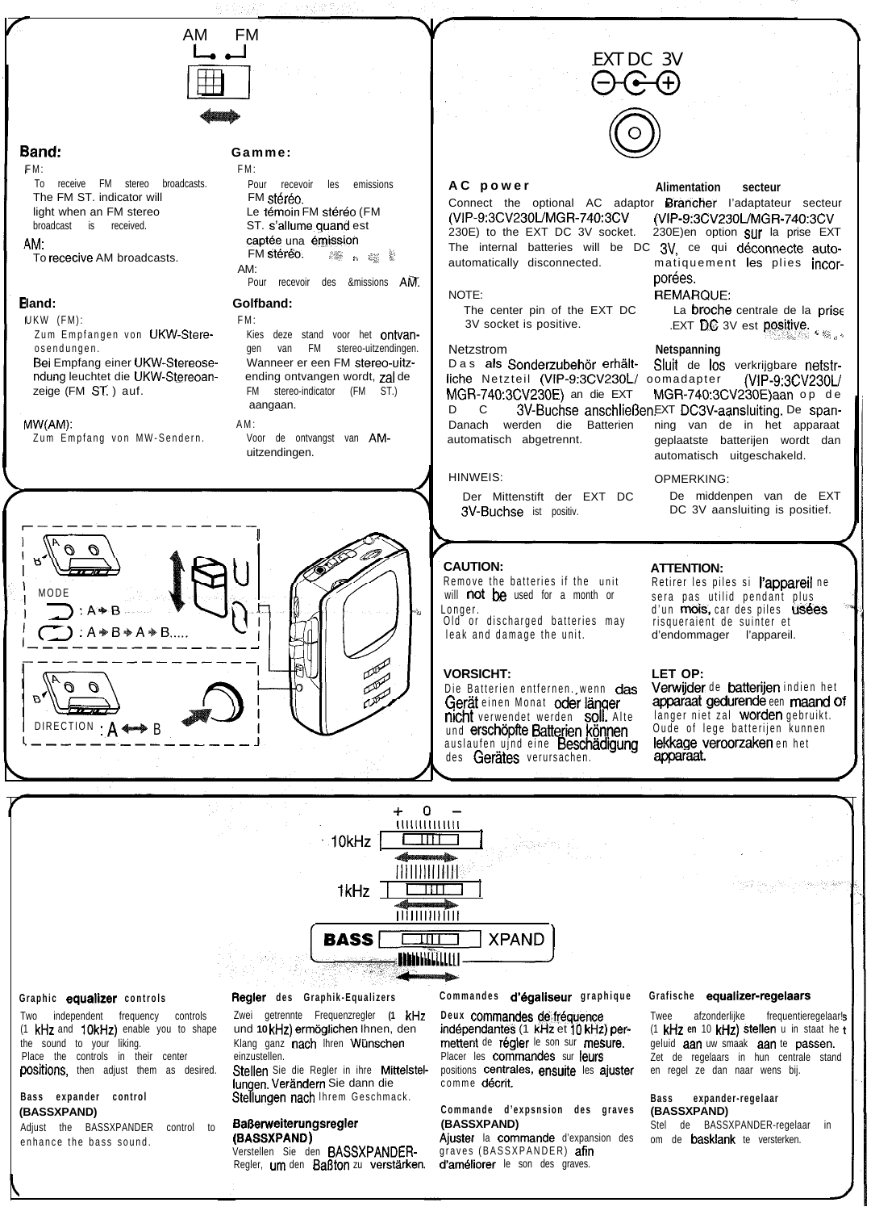AM FM

**Band:**

FM:
To receive FM stereo broadcasts. The FM ST. indicator will light when an FM stereo broadcast is received.

AM:
To rececive AM broadcasts.

**Gamme:**

FM:
Pour recevoir les emissions FM stéréo.
Le témoin FM stéréo (FM ST. s'allume quand est captée una émission FM stéréo.

AM:
Pour recevoir des &missions AM.

**Band:**

UKW (FM):
Zum Empfangen von UKW-Stereosendungen.
Bei Empfang einer UKW-Stereosendung leuchtet die UKW-Stereoanzeige (FM ST.) auf.

MW(AM):
Zum Empfang von MW-Sendern.

**Golfband:**

FM:
Kies deze stand voor het ontvangen van FM stereo-uitzendingen. Wanneer er een FM stereo-uitzending ontvangen wordt, zal de FM stereo-indicator (FM ST.) aangaan.

AM:
Voor de ontvangst van AM-uitzendingen.

EXT DC 3V

**AC power**
Connect the optional AC adaptor (VIP-9:3CV230L/MGR-740:3CV 230E) to the EXT DC 3V socket. The internal batteries will be DC automatically disconnected.

NOTE:
The center pin of the EXT DC 3V socket is positive.

**Alimentation secteur**
Brancher l'adaptateur secteur (VIP-9:3CV230L/MGR-740:3CV 230E)en option sur la prise EXT 3V, ce qui déconnecte automatiquement les plies incorporées.

REMARQUE:
La broche centrale de la prise EXT DC 3V est positive.

**Netzstrom**
Das als Sonderzubehör erhältliche Netzteil (VIP-9:3CV230L/ MGR-740:3CV230E) an die EXT DC 3V-Buchse anschließen. Danach werden die Batterien automatisch abgetrennt.

HINWEIS:
Der Mittenstift der EXT DC 3V-Buchse ist positiv.

**Netspanning**
Sluit de los verkrijgbare netstroomadapter (VIP-9:3CV230L/ MGR-740:3CV230E)aan op de EXT DC3V-aansluiting. De spanning van de in het apparaat geplaatste batterijen wordt dan automatisch uitgeschakeld.

OPMERKING:
De middenpen van de EXT DC 3V aansluiting is positief.

MODE
: A ➔ B
: A ➔ B ➔ A ➔ B.....

DIRECTION : A ⟷ B

**CAUTION:**
Remove the batteries if the unit will not be used for a month or Longer.
Old or discharged batteries may leak and damage the unit.

**ATTENTION:**
Retirer les piles si l'appareil ne sera pas utilid pendant plus d'un mois, car des piles usées risqueraient de suinter et d'endommager l'appareil.

**VORSICHT:**
Die Batterien entfernen, wenn das Gerät einen Monat oder länger nicht verwendet werden soll. Alte und erschöpfte Batterien können auslaufen ujnd eine Beschädigung des Gerätes verursachen.

**LET OP:**
Verwijder de batterijen indien het apparaat gedurende een maand of langer niet zal worden gebruikt. Oude of lege batterijen kunnen lekkage veroorzaken en het apparaat.

+ 0 –
10kHz
1kHz
BASS XPAND

**Graphic equalizer controls**
Two independent frequency controls (1 kHz and 10kHz) enable you to shape the sound to your liking.
Place the controls in their center positions, then adjust them as desired.

**Bass expander control (BASSXPAND)**
Adjust the BASSXPANDER control to enhance the bass sound.

**Regler des Graphik-Equalizers**
Zwei getrennte Frequenzregler (1 kHz und 10 kHz) ermöglichen Ihnen, den Klang ganz nach Ihren Wünschen einzustellen.
Stellen Sie die Regler in ihre Mittelstellungen. Verändern Sie dann die Stellungen nach Ihrem Geschmack.

**Baßerweiterungsregler (BASSXPAND)**
Verstellen Sie den BASSXPANDER-Regler, um den Baßton zu verstärken.

**Commandes d'égaliseur graphique**
Deux commandes de fréquence indépendantes (1 kHz et 10 kHz) permettent de régler le son sur mesure.
Placer les commandes sur leurs positions centrales, ensuite les ajuster comme décrit.

**Commande d'expsnsion des graves (BASSXPAND)**
Ajuster la commande d'expansion des graves (BASSXPANDER) afin d'améliorer le son des graves.

**Grafische equalizer-regelaars**
Twee afzonderlijke frequentieregelaar's (1 kHz en 10 kHz) stellen u in staat het geluid aan uw smaak aan te passen.
Zet de regelaars in hun centrale stand en regel ze dan naar wens bij.

**Bass expander-regelaar (BASSXPAND)**
Stel de BASSXPANDER-regelaar in om de basklank te versterken.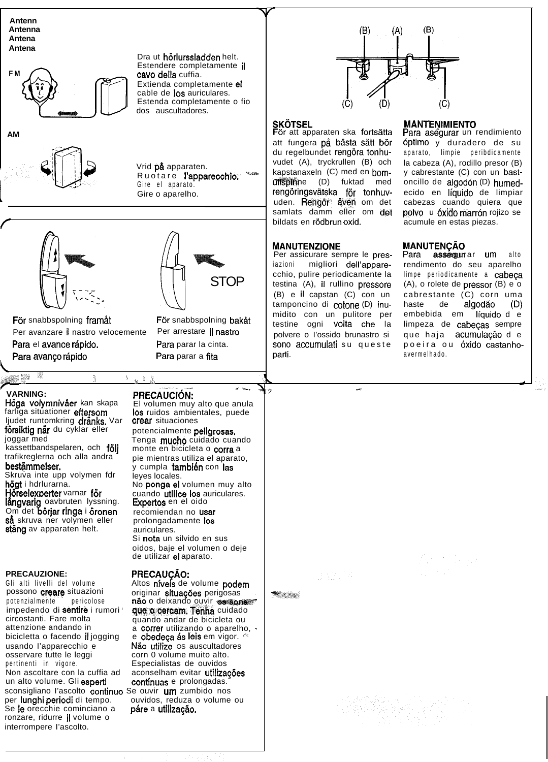Antenn
Antenna
Antena
Antena

FM

Dra ut hörlurssladden helt.
Estendere completamente il cavo della cuffia.
Extienda completamente el cable de los auriculares.
Estenda completamente o fio dos auscultadores.

AM

Vrid på apparaten.
Ruotare l'apparecchio.
Gire el aparato.
Gire o aparelho.

STOP

För snabbspolning framåt
Per avanzare il nastro velocemente
Para el avance rápido.
Para avanço rápido

För snabbspolning bakåt
Per arrestare il nastro
Para parar la cinta.
Para parar a fita

(B) (A) (B)

(C) (D) (C)

## SKÖTSEL

För att apparaten ska fortsätta att fungera på bästa sätt bör du regelbundet rengöra tonhuvudet (A), tryckrullen (B) och kapstanaxeln (C) med en bomullspinne (D) fuktad med rengöringsvätska för tonhuvuden. Rengör även om det samlats damm eller om det bildats en rödbrun oxid.

## MANTENIMIENTO

Para asegurar un rendimiento óptimo y duradero de su aparato, limpie periódicamente la cabeza (A), rodillo presor (B) y cabrestante (C) con un bastoncillo de algodón (D) humedecido en líquido de limpiar cabezas cuando quiera que polvo u óxido marrón rojizo se acumule en estas piezas.

## MANUTENZIONE

Per assicurare sempre le prestazioni migliori dell'apparecchio, pulire periodicamente la testina (A), il rullino pressore (B) e il capstan (C) con un tamponcino di cotone (D) inumidito con un pulitore per testine ogni volta che la polvere o l'ossido brunastro si sono accumulati su queste parti.

## MANUTENÇÃO

Para assegurar um alto rendimento do seu aparelho limpe periodicamente a cabeça (A), o rolete de pressor (B) e o cabrestante (C) corn uma haste de algodão (D) embebida em líquido de limpeza de cabeças sempre que haja acumulação de poeira ou óxido castanho-avermelhado.

## VARNING:

Höga volymnivåer kan skapa farliga situationer eftersom ljudet runtomkring dränks. Var försiktig när du cyklar eller joggar med kassettbandspelaren, och följ trafikreglerna och alla andra bestämmelser.
Skruva inte upp volymen fdr högt i hdrlurarna.
Hörselexperter varnar för långvarig oavbruten lyssning.
Om det börjar ringa i öronen så skruva ner volymen eller stäng av apparaten helt.

## PRECAUCIÓN:

El volumen muy alto que anula los ruidos ambientales, puede crear situaciones potencialmente peligrosas.
Tenga mucho cuidado cuando monte en bicicleta o corra a pie mientras utiliza el aparato, y cumpla también con las leyes locales.
No ponga el volumen muy alto cuando utilice los auriculares.
Expertos en el oido recomiendan no usar prolongadamente los auriculares.
Si nota un silvido en sus oidos, baje el volumen o deje de utilizar el aparato.

## PRECAUZIONE:

Gli alti livelli del volume possono creare situazioni potenzialmente pericolose impedendo di sentire i rumori circostanti. Fare molta attenzione andando in bicicletta o facendo il jogging usando l'apparecchio e osservare tutte le leggi pertinenti in vigore.
Non ascoltare con la cuffia ad un alto volume. Gli esperti sconsigliano l'ascolto continuo per lunghi periodi di tempo.
Se le orecchie cominciano a ronzare, ridurre il volume o interrompere l'ascolto.

## PRECAUÇÃO:

Altos níveis de volume podem originar situações perigosas não o deixando ouvir os sons que o cercam. Tenha cuidado quando andar de bicicleta ou a correr utilizando o aparelho, e obedeça ás leis em vigor.
Não utilize os auscultadores corn 0 volume muito alto.
Especialistas de ouvidos aconselham evitar utilizações contínuas e prolongadas.
Se ouvir um zumbido nos ouvidos, reduza o volume ou páre a utilização.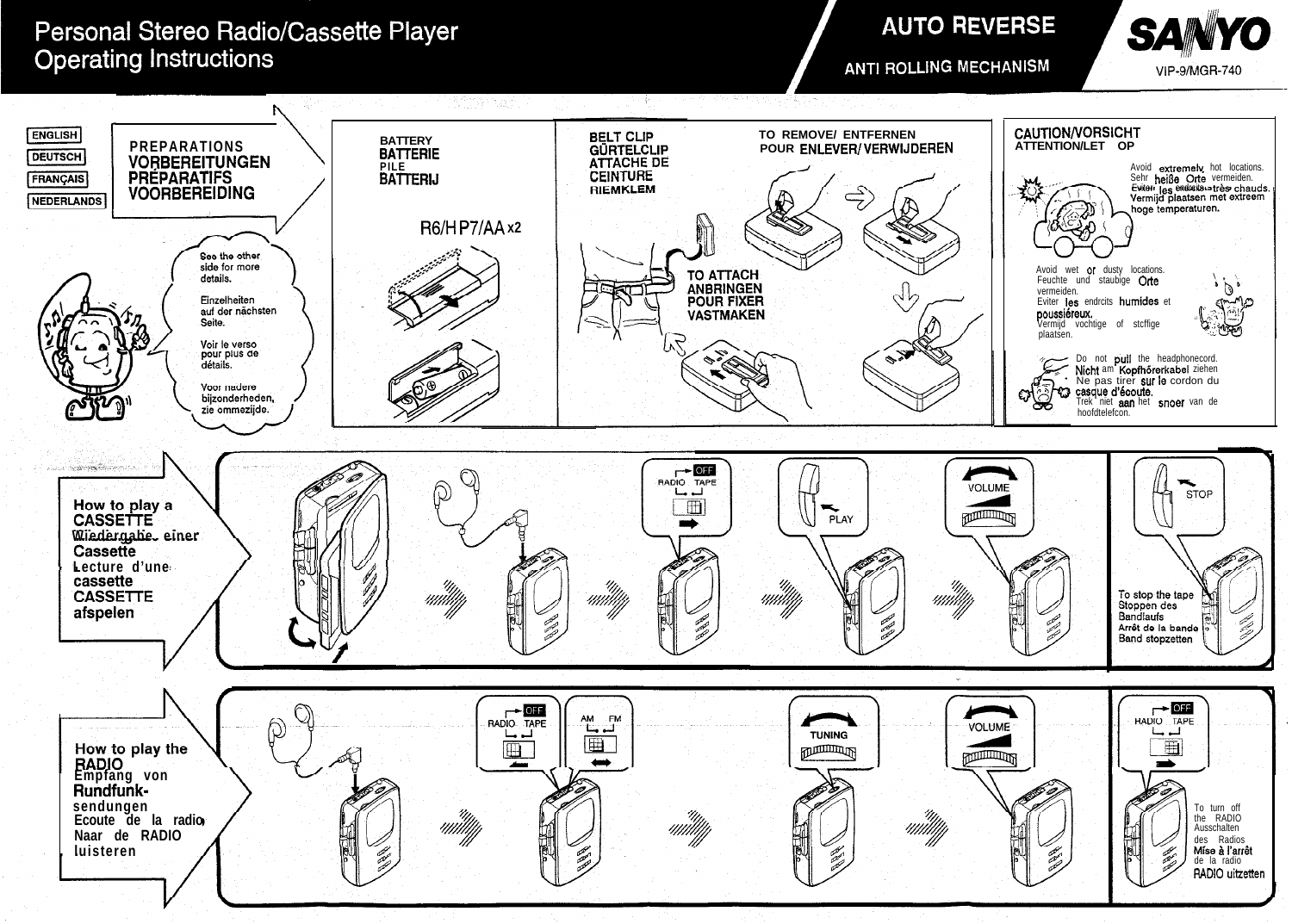# Personal Stereo Radio/Cassette Player Operating Instructions

**AUTO REVERSE**

ANTI ROLLING MECHANISM

**SANYO**

VIP-9/MGR-740

ENGLISH

DEUTSCH

FRANÇAIS

NEDERLANDS

## PREPARATIONS
## VORBEREITUNGEN
## PRÉPARATIFS
## VOORBEREIDING

See the other side for more details.

Einzelheiten auf der nächsten Seite.

Voir le verso pour plus de détails.

Voor nadere bijzonderheden, zie ommezijde.

**BATTERY**
**BATTERIE**
PILE
**BATTERIJ**

R6/HP7/AA x2

**BELT CLIP**
**GÜRTELCLIP**
**ATTACHE DE CEINTURE**
**RIEMKLEM**

TO REMOVE/ ENTFERNEN
POUR ENLEVER/ VERWIJDEREN

**TO ATTACH**
**ANBRINGEN**
**POUR FIXER**
**VASTMAKEN**

**CAUTION/VORSICHT**
**ATTENTION/LET OP**

Avoid extremely hot locations.
Sehr heiße Orte vermeiden.
Eviter les endroits très chauds.
Vermijd plaatsen met extreem hoge temperaturen.

Avoid wet or dusty locations.
Feuchte und staubige Orte vermeiden.
Eviter les endroits humides et poussiéreux.
Vermijd vochtige of stoffige plaatsen.

Do not pull the headphonecord.
Nicht am Kopfhörerkabel ziehen
Ne pas tirer sur le cordon du casque d'écoute.
Trek niet aan het snoer van de hoofdtelefoon.

## How to play a CASSETTE
## Wiedergabe einer Cassette
## Lecture d'une cassette
## CASSETTE afspelen

OFF
RADIO TAPE

PLAY

VOLUME

STOP

To stop the tape
Stoppen des Bandlaufs
Arrêt de la bande
Band stopzetten

## How to play the RADIO
## Empfang von Rundfunk-sendungen
## Ecoute de la radio
## Naar de RADIO luisteren

OFF
RADIO TAPE

AM FM

TUNING

VOLUME

OFF
RADIO TAPE

To turn off the RADIO
Ausschalten des Radios
Mise à l'arrêt de la radio
RADIO uitzetten